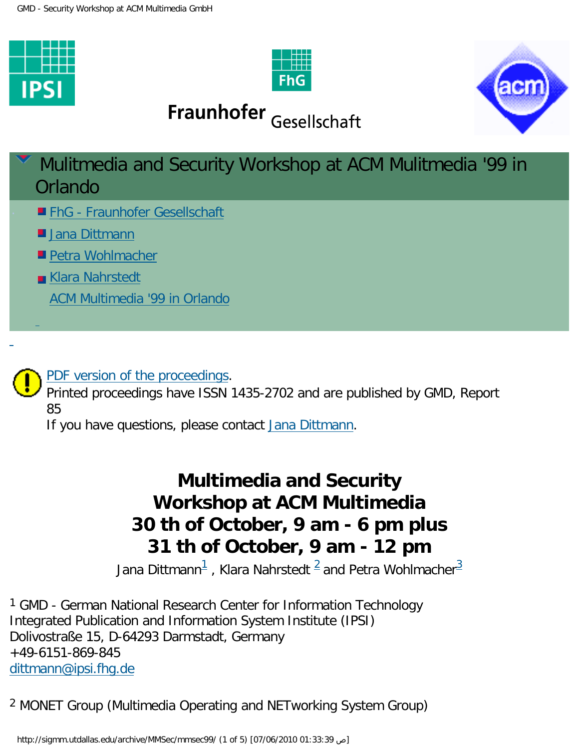Fraunhofer Gesellschaft

# Mulitmedia and Security Workshop at ACM Mulitmedia '99 in Orlando

- FhG - Fraunhofer Gesellschaft
- Jana Dittmann
- Petra Wohlmacher
- Klara Nahrstedt
- ACM Multimedia '99 in Orlando

PDF version of the proceedings.
Printed proceedings have ISSN 1435-2702 and are published by GMD, Report 85
If you have questions, please contact Jana Dittmann.

## Multimedia and Security Workshop at ACM Multimedia 30 th of October, 9 am - 6 pm plus 31 th of October, 9 am - 12 pm

Jana Dittmann[1] , Klara Nahrstedt [2] and Petra Wohlmacher[3]

[1] GMD - German National Research Center for Information Technology
Integrated Publication and Information System Institute (IPSI)
Dolivostraße 15, D-64293 Darmstadt, Germany
+49-6151-869-845
dittmann@ipsi.fhg.de

[2] MONET Group (Multimedia Operating and NETworking System Group)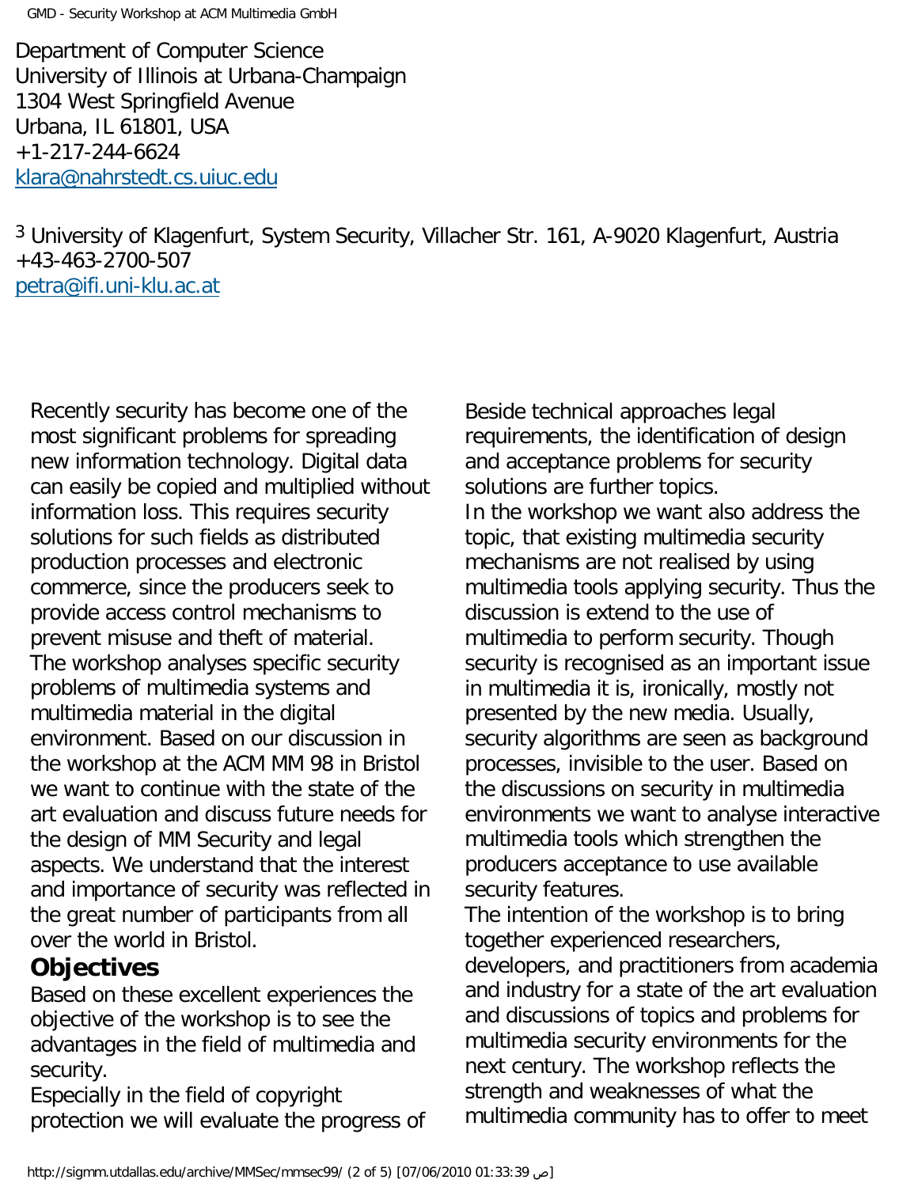Department of Computer Science
University of Illinois at Urbana-Champaign
1304 West Springfield Avenue
Urbana, IL 61801, USA
+1-217-244-6624
klara@nahrstedt.cs.uiuc.edu

[3] University of Klagenfurt, System Security, Villacher Str. 161, A-9020 Klagenfurt, Austria
+43-463-2700-507
petra@ifi.uni-klu.ac.at

Recently security has become one of the most significant problems for spreading new information technology. Digital data can easily be copied and multiplied without information loss. This requires security solutions for such fields as distributed production processes and electronic commerce, since the producers seek to provide access control mechanisms to prevent misuse and theft of material.
The workshop analyses specific security problems of multimedia systems and multimedia material in the digital environment. Based on our discussion in the workshop at the ACM MM 98 in Bristol we want to continue with the state of the art evaluation and discuss future needs for the design of MM Security and legal aspects. We understand that the interest and importance of security was reflected in the great number of participants from all over the world in Bristol.

## Objectives

Based on these excellent experiences the objective of the workshop is to see the advantages in the field of multimedia and security.
Especially in the field of copyright protection we will evaluate the progress of Beside technical approaches legal requirements, the identification of design and acceptance problems for security solutions are further topics.
In the workshop we want also address the topic, that existing multimedia security mechanisms are not realised by using multimedia tools applying security. Thus the discussion is extend to the use of multimedia to perform security. Though security is recognised as an important issue in multimedia it is, ironically, mostly not presented by the new media. Usually, security algorithms are seen as background processes, invisible to the user. Based on the discussions on security in multimedia environments we want to analyse interactive multimedia tools which strengthen the producers acceptance to use available security features.
The intention of the workshop is to bring together experienced researchers, developers, and practitioners from academia and industry for a state of the art evaluation and discussions of topics and problems for multimedia security environments for the next century. The workshop reflects the strength and weaknesses of what the multimedia community has to offer to meet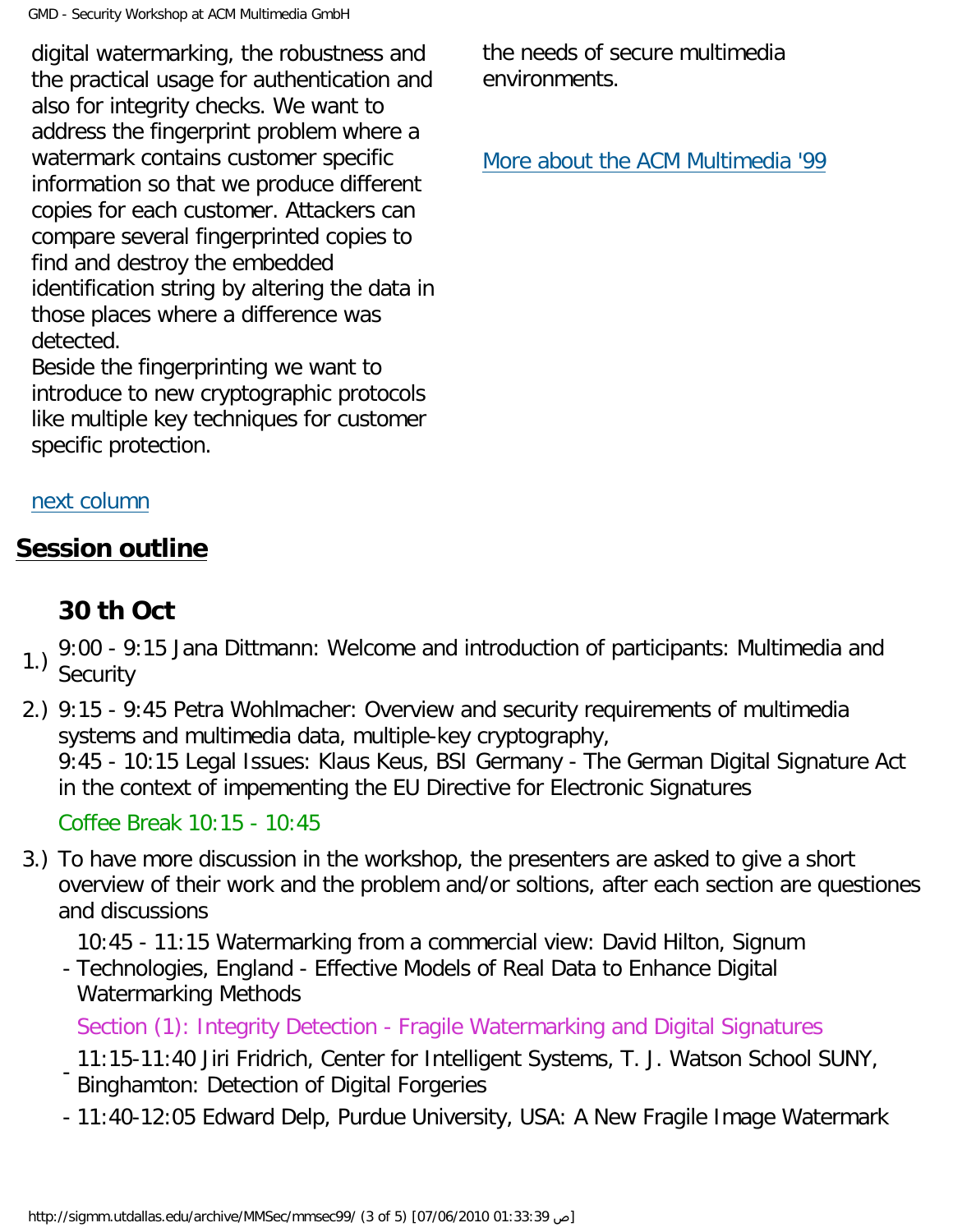digital watermarking, the robustness and the practical usage for authentication and also for integrity checks. We want to address the fingerprint problem where a watermark contains customer specific information so that we produce different copies for each customer. Attackers can compare several fingerprinted copies to find and destroy the embedded identification string by altering the data in those places where a difference was detected.
Beside the fingerprinting we want to introduce to new cryptographic protocols like multiple key techniques for customer specific protection.

next column

the needs of secure multimedia environments.

More about the ACM Multimedia '99

## Session outline

### 30 th Oct

1.) 9:00 - 9:15 Jana Dittmann: Welcome and introduction of participants: Multimedia and Security

2.) 9:15 - 9:45 Petra Wohlmacher: Overview and security requirements of multimedia systems and multimedia data, multiple-key cryptography,
9:45 - 10:15 Legal Issues: Klaus Keus, BSI Germany - The German Digital Signature Act in the context of impementing the EU Directive for Electronic Signatures

Coffee Break 10:15 - 10:45

3.) To have more discussion in the workshop, the presenters are asked to give a short overview of their work and the problem and/or soltions, after each section are questiones and discussions

- 10:45 - 11:15 Watermarking from a commercial view: David Hilton, Signum Technologies, England - Effective Models of Real Data to Enhance Digital Watermarking Methods

Section (1): Integrity Detection - Fragile Watermarking and Digital Signatures

- 11:15-11:40 Jiri Fridrich, Center for Intelligent Systems, T. J. Watson School SUNY, Binghamton: Detection of Digital Forgeries
- 11:40-12:05 Edward Delp, Purdue University, USA: A New Fragile Image Watermark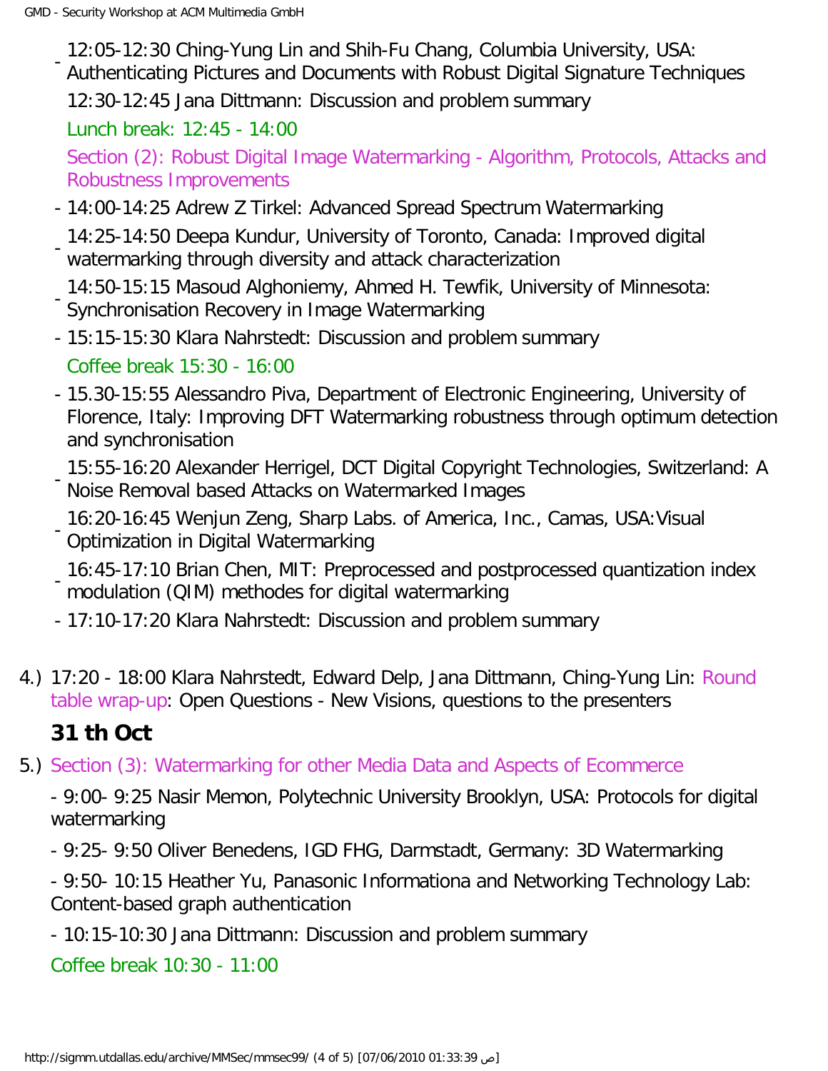- 12:05-12:30 Ching-Yung Lin and Shih-Fu Chang, Columbia University, USA: Authenticating Pictures and Documents with Robust Digital Signature Techniques

  12:30-12:45 Jana Dittmann: Discussion and problem summary

  Lunch break: 12:45 - 14:00

  Section (2): Robust Digital Image Watermarking - Algorithm, Protocols, Attacks and Robustness Improvements

- 14:00-14:25 Adrew Z Tirkel: Advanced Spread Spectrum Watermarking
- 14:25-14:50 Deepa Kundur, University of Toronto, Canada: Improved digital watermarking through diversity and attack characterization
- 14:50-15:15 Masoud Alghoniemy, Ahmed H. Tewfik, University of Minnesota: Synchronisation Recovery in Image Watermarking
- 15:15-15:30 Klara Nahrstedt: Discussion and problem summary

  Coffee break 15:30 - 16:00

- 15.30-15:55 Alessandro Piva, Department of Electronic Engineering, University of Florence, Italy: Improving DFT Watermarking robustness through optimum detection and synchronisation
- 15:55-16:20 Alexander Herrigel, DCT Digital Copyright Technologies, Switzerland: A Noise Removal based Attacks on Watermarked Images
- 16:20-16:45 Wenjun Zeng, Sharp Labs. of America, Inc., Camas, USA:Visual Optimization in Digital Watermarking
- 16:45-17:10 Brian Chen, MIT: Preprocessed and postprocessed quantization index modulation (QIM) methodes for digital watermarking
- 17:10-17:20 Klara Nahrstedt: Discussion and problem summary

4.) 17:20 - 18:00 Klara Nahrstedt, Edward Delp, Jana Dittmann, Ching-Yung Lin: Round table wrap-up: Open Questions - New Visions, questions to the presenters

## 31 th Oct

5.) Section (3): Watermarking for other Media Data and Aspects of Ecommerce

- 9:00- 9:25 Nasir Memon, Polytechnic University Brooklyn, USA: Protocols for digital watermarking

- 9:25- 9:50 Oliver Benedens, IGD FHG, Darmstadt, Germany: 3D Watermarking

- 9:50- 10:15 Heather Yu, Panasonic Informationa and Networking Technology Lab: Content-based graph authentication

- 10:15-10:30 Jana Dittmann: Discussion and problem summary

Coffee break 10:30 - 11:00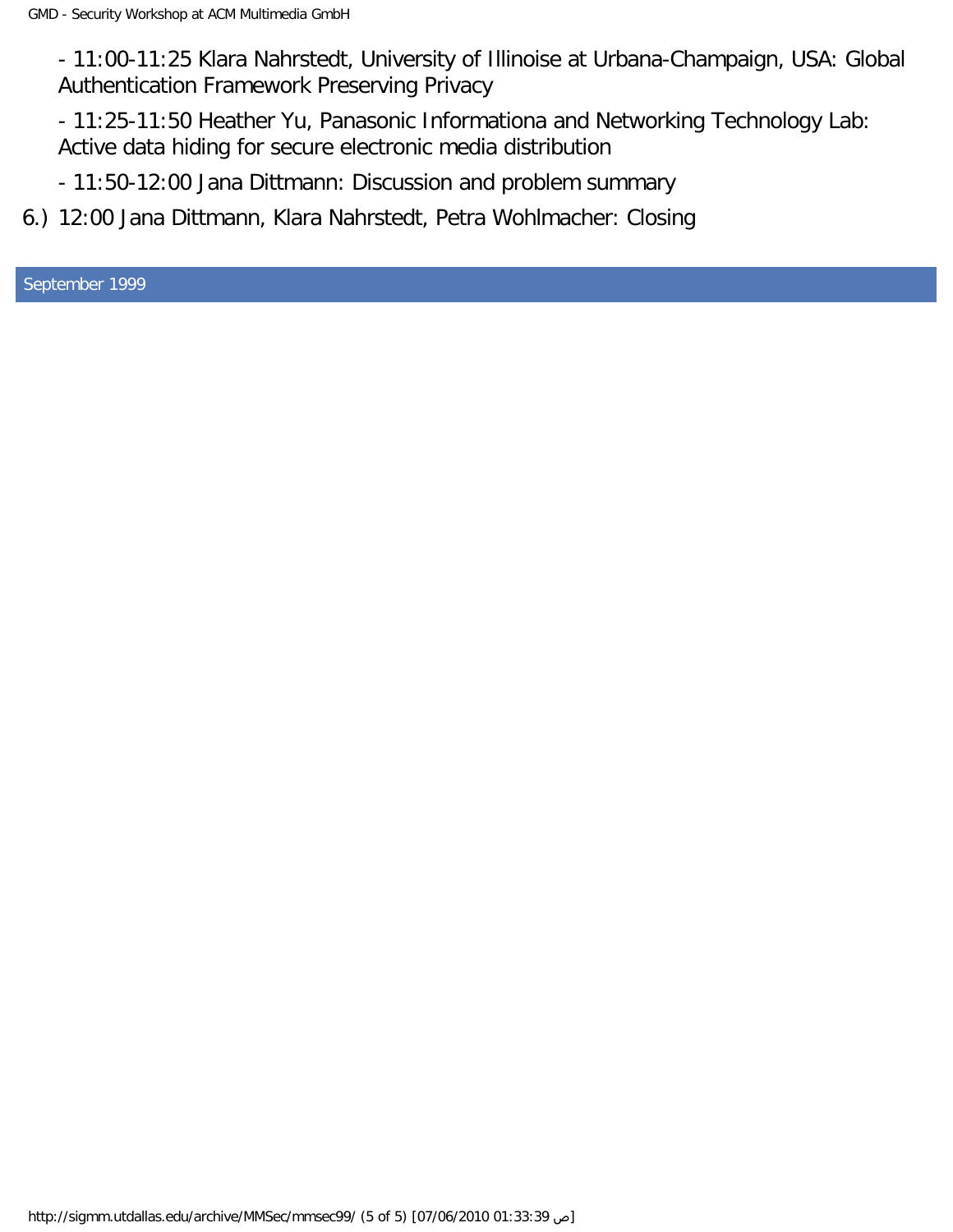- 11:00-11:25 Klara Nahrstedt, University of Illinoise at Urbana-Champaign, USA: Global Authentication Framework Preserving Privacy

- 11:25-11:50 Heather Yu, Panasonic Informationa and Networking Technology Lab: Active data hiding for secure electronic media distribution

- 11:50-12:00 Jana Dittmann: Discussion and problem summary

6.) 12:00 Jana Dittmann, Klara Nahrstedt, Petra Wohlmacher: Closing

September 1999